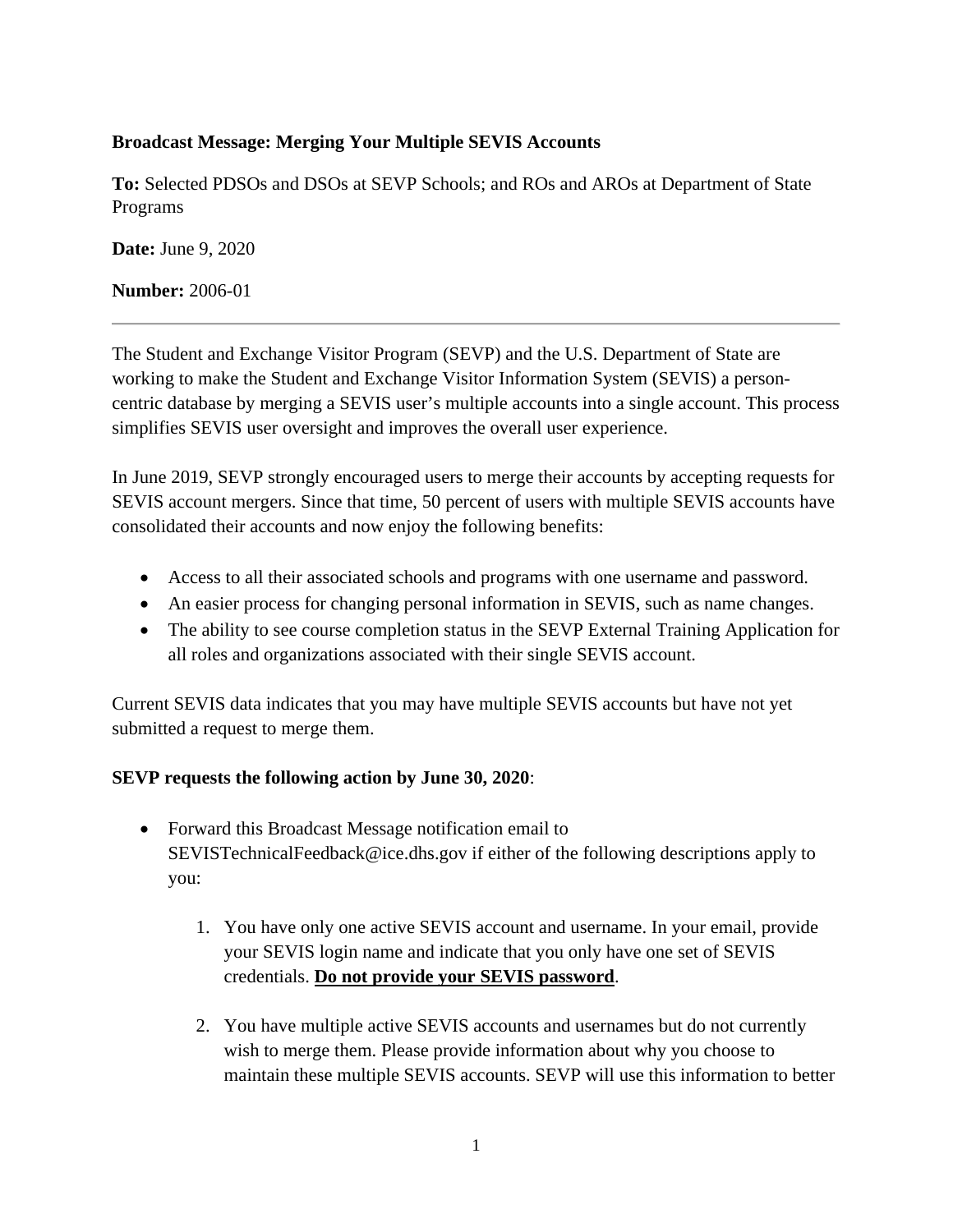**Broadcast Message: Merging Your Multiple SEVIS Accounts**

**To:** Selected PDSOs and DSOs at SEVP Schools; and ROs and AROs at Department of State Programs

**Date:** June 9, 2020

**Number:** 2006-01

---

The Student and Exchange Visitor Program (SEVP) and the U.S. Department of State are working to make the Student and Exchange Visitor Information System (SEVIS) a person-centric database by merging a SEVIS user's multiple accounts into a single account. This process simplifies SEVIS user oversight and improves the overall user experience.

In June 2019, SEVP strongly encouraged users to merge their accounts by accepting requests for SEVIS account mergers. Since that time, 50 percent of users with multiple SEVIS accounts have consolidated their accounts and now enjoy the following benefits:

- Access to all their associated schools and programs with one username and password.
- An easier process for changing personal information in SEVIS, such as name changes.
- The ability to see course completion status in the SEVP External Training Application for all roles and organizations associated with their single SEVIS account.

Current SEVIS data indicates that you may have multiple SEVIS accounts but have not yet submitted a request to merge them.

**SEVP requests the following action by June 30, 2020**:

- Forward this Broadcast Message notification email to SEVISTechnicalFeedback@ice.dhs.gov if either of the following descriptions apply to you:

    1. You have only one active SEVIS account and username. In your email, provide your SEVIS login name and indicate that you only have one set of SEVIS credentials. **Do not provide your SEVIS password**.

    2. You have multiple active SEVIS accounts and usernames but do not currently wish to merge them. Please provide information about why you choose to maintain these multiple SEVIS accounts. SEVP will use this information to better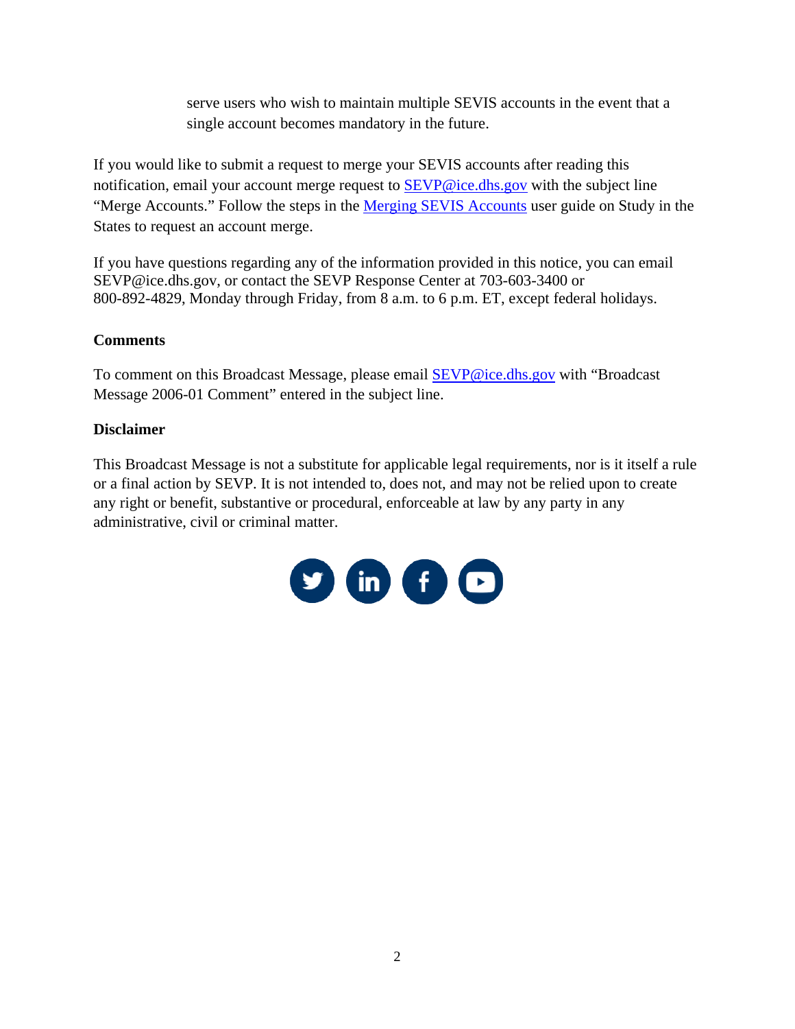serve users who wish to maintain multiple SEVIS accounts in the event that a single account becomes mandatory in the future.

If you would like to submit a request to merge your SEVIS accounts after reading this notification, email your account merge request to SEVP@ice.dhs.gov with the subject line “Merge Accounts.” Follow the steps in the Merging SEVIS Accounts user guide on Study in the States to request an account merge.

If you have questions regarding any of the information provided in this notice, you can email SEVP@ice.dhs.gov, or contact the SEVP Response Center at 703-603-3400 or 800-892-4829, Monday through Friday, from 8 a.m. to 6 p.m. ET, except federal holidays.

**Comments**

To comment on this Broadcast Message, please email SEVP@ice.dhs.gov with “Broadcast Message 2006-01 Comment” entered in the subject line.

**Disclaimer**

This Broadcast Message is not a substitute for applicable legal requirements, nor is it itself a rule or a final action by SEVP. It is not intended to, does not, and may not be relied upon to create any right or benefit, substantive or procedural, enforceable at law by any party in any administrative, civil or criminal matter.